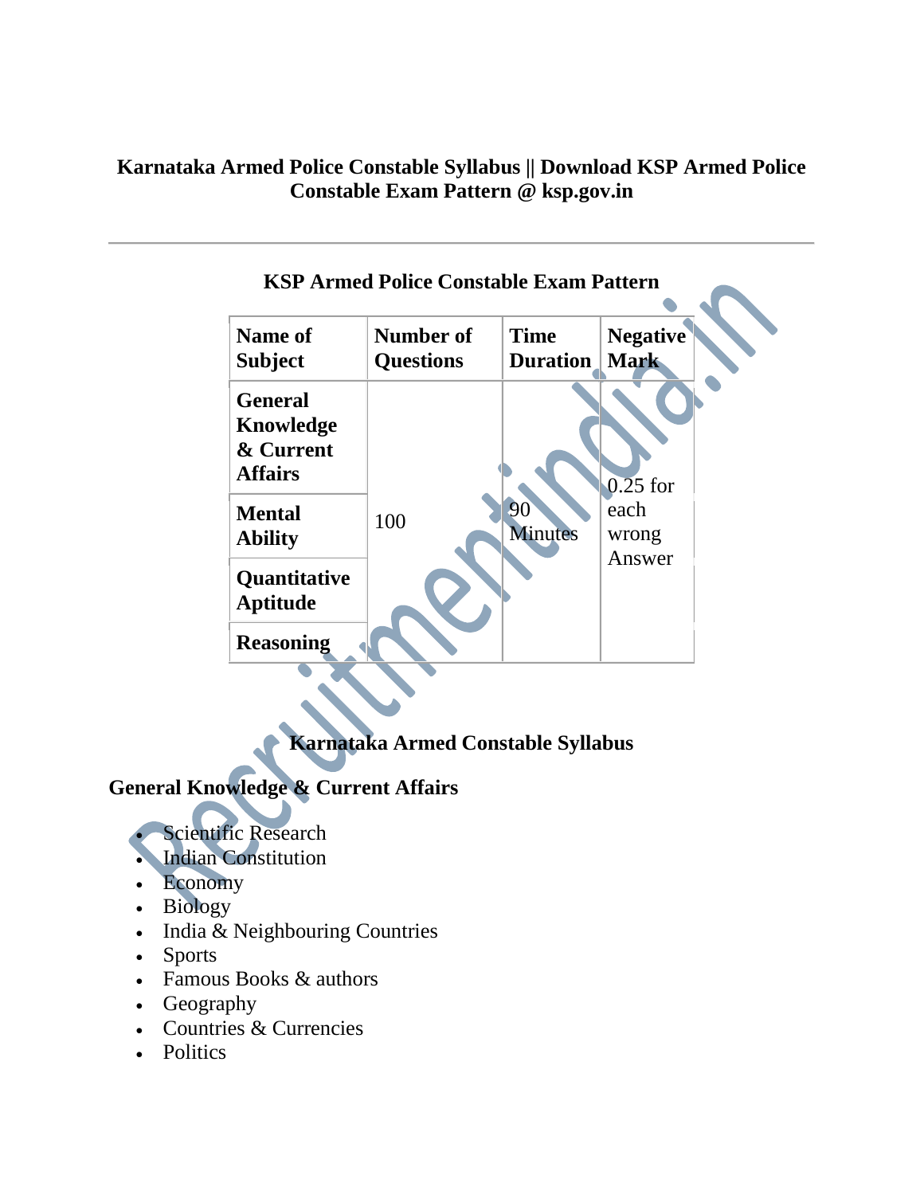# Karnataka Armed Police Constable Syllabus || Download KSP Armed Police Constable Exam Pattern @ ksp.gov.in

---

### KSP Armed Police Constable Exam Pattern

| Name of Subject | Number of Questions | Time Duration | Negative Mark |
|---|---|---|---|
| General Knowledge & Current Affairs | 100 | 90 Minutes | 0.25 for each wrong Answer |
| Mental Ability | | | |
| Quantitative Aptitude | | | |
| Reasoning | | | |

### Karnataka Armed Constable Syllabus

**General Knowledge & Current Affairs**

- Scientific Research
- Indian Constitution
- Economy
- Biology
- India & Neighbouring Countries
- Sports
- Famous Books & authors
- Geography
- Countries & Currencies
- Politics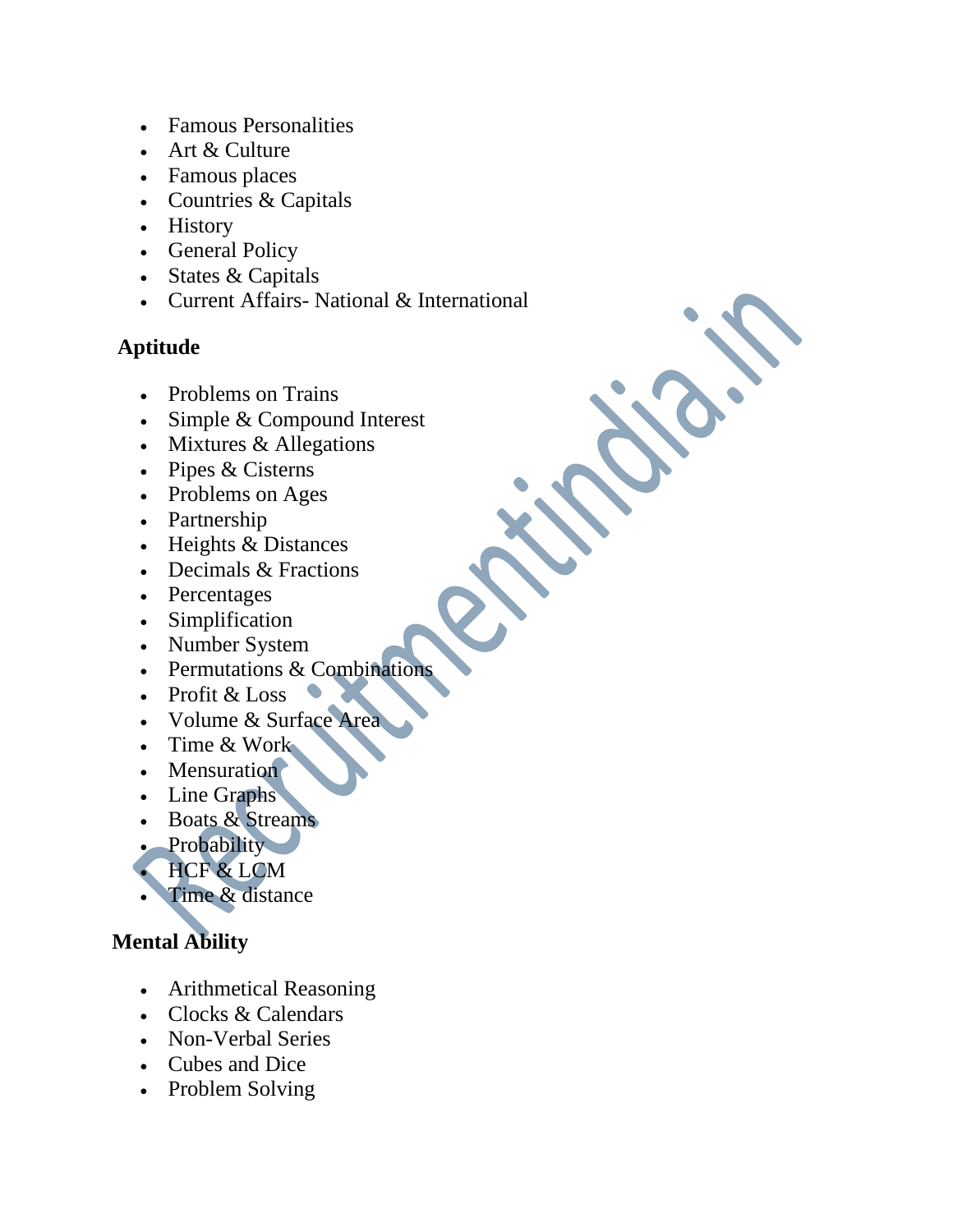- Famous Personalities
- Art & Culture
- Famous places
- Countries & Capitals
- History
- General Policy
- States & Capitals
- Current Affairs- National & International

### Aptitude

- Problems on Trains
- Simple & Compound Interest
- Mixtures & Allegations
- Pipes & Cisterns
- Problems on Ages
- Partnership
- Heights & Distances
- Decimals & Fractions
- Percentages
- Simplification
- Number System
- Permutations & Combinations
- Profit & Loss
- Volume & Surface Area
- Time & Work
- Mensuration
- Line Graphs
- Boats & Streams
- Probability
- HCF & LCM
- Time & distance

### Mental Ability

- Arithmetical Reasoning
- Clocks & Calendars
- Non-Verbal Series
- Cubes and Dice
- Problem Solving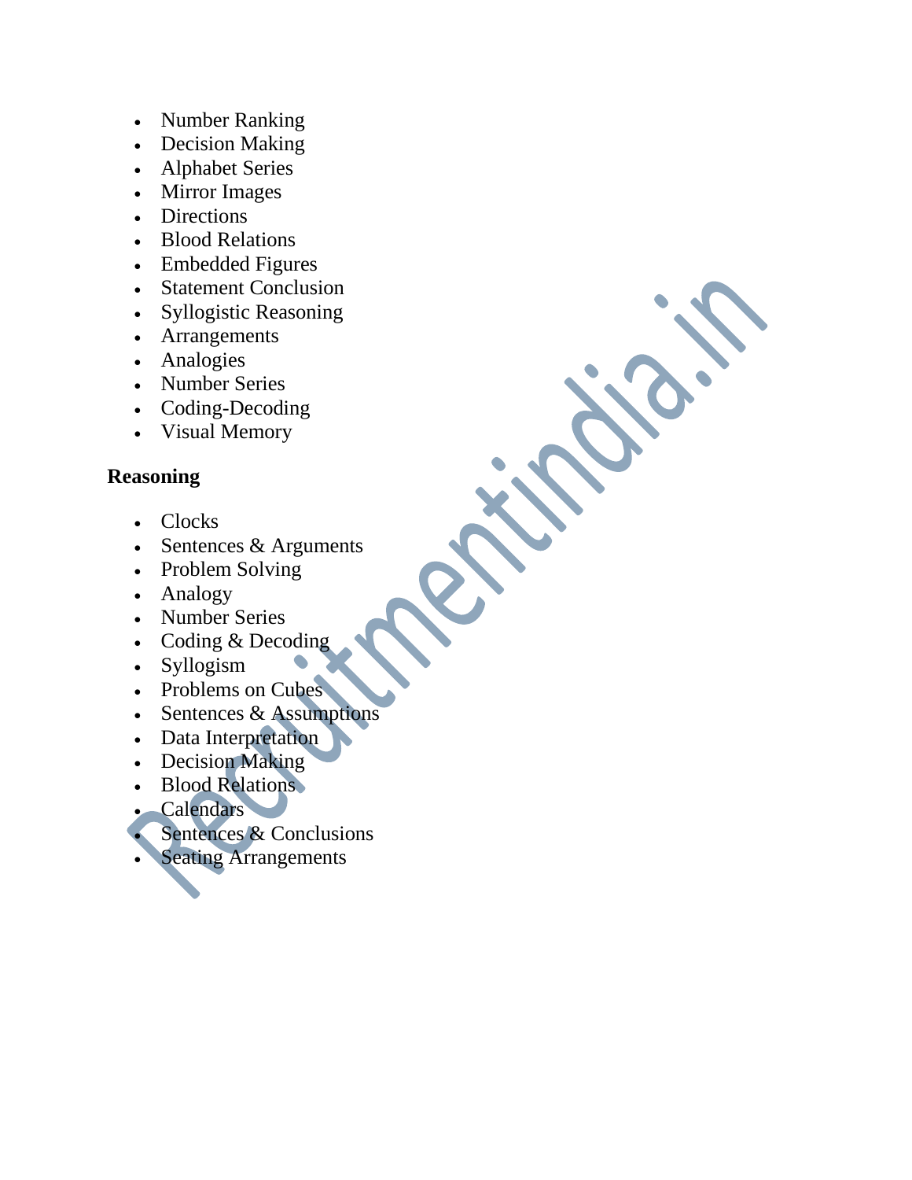- Number Ranking
- Decision Making
- Alphabet Series
- Mirror Images
- Directions
- Blood Relations
- Embedded Figures
- Statement Conclusion
- Syllogistic Reasoning
- Arrangements
- Analogies
- Number Series
- Coding-Decoding
- Visual Memory

**Reasoning**

- Clocks
- Sentences & Arguments
- Problem Solving
- Analogy
- Number Series
- Coding & Decoding
- Syllogism
- Problems on Cubes
- Sentences & Assumptions
- Data Interpretation
- Decision Making
- Blood Relations
- Calendars
- Sentences & Conclusions
- Seating Arrangements